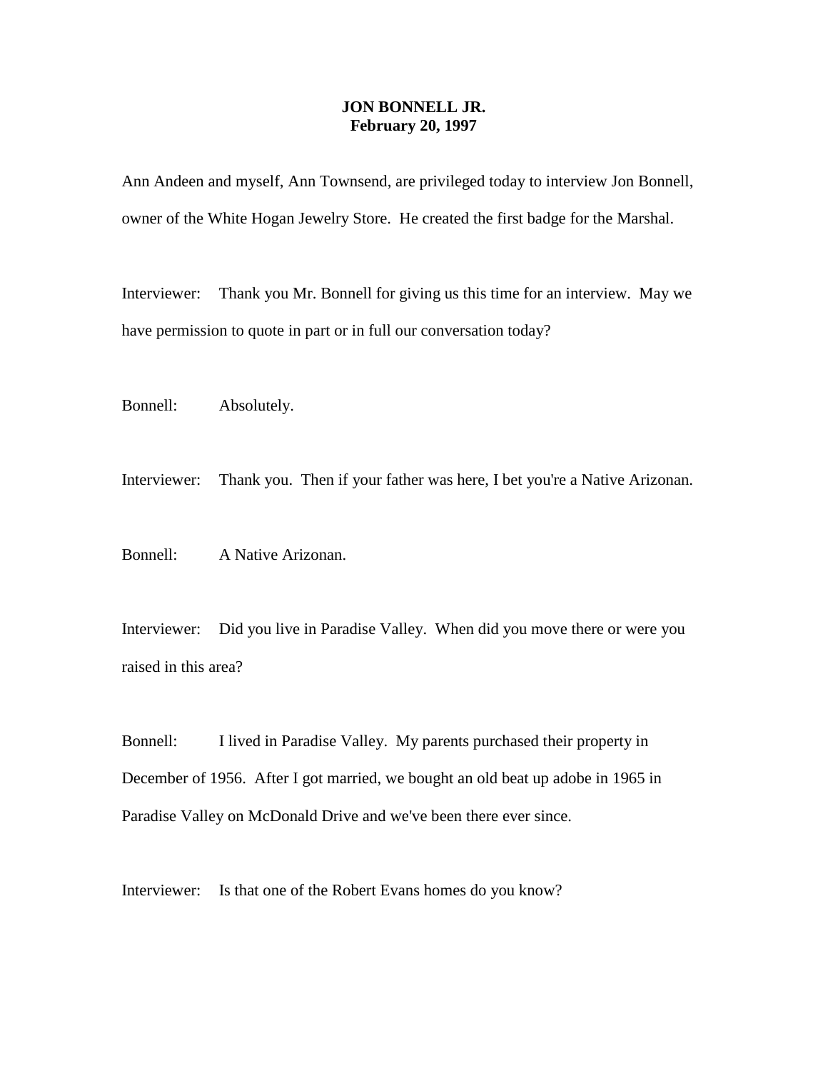# JON BONNELL JR.
## February 20, 1997

Ann Andeen and myself, Ann Townsend, are privileged today to interview Jon Bonnell, owner of the White Hogan Jewelry Store. He created the first badge for the Marshal.

Interviewer: Thank you Mr. Bonnell for giving us this time for an interview. May we have permission to quote in part or in full our conversation today?

Bonnell: Absolutely.

Interviewer: Thank you. Then if your father was here, I bet you're a Native Arizonan.

Bonnell: A Native Arizonan.

Interviewer: Did you live in Paradise Valley. When did you move there or were you raised in this area?

Bonnell: I lived in Paradise Valley. My parents purchased their property in December of 1956. After I got married, we bought an old beat up adobe in 1965 in Paradise Valley on McDonald Drive and we've been there ever since.

Interviewer: Is that one of the Robert Evans homes do you know?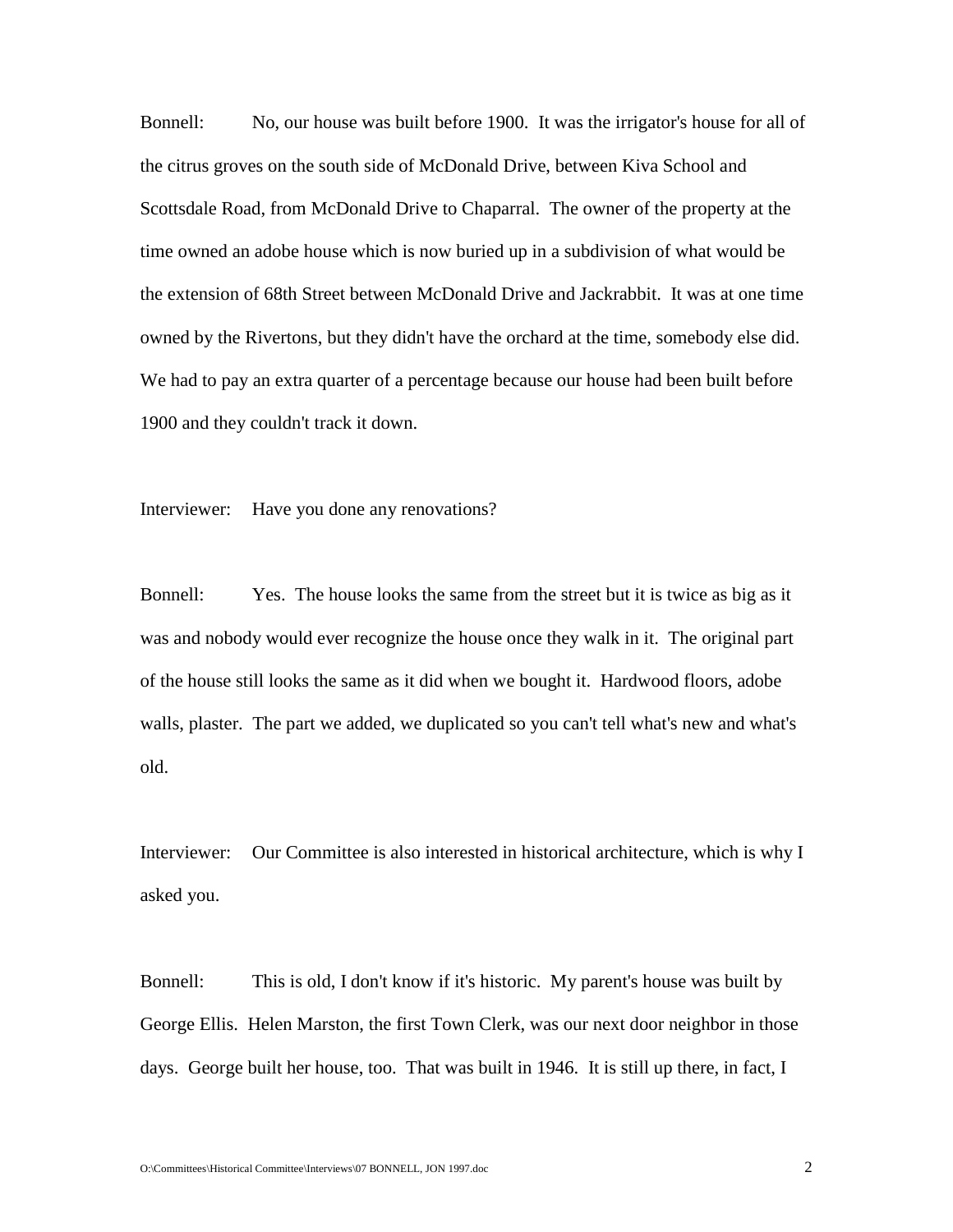Bonnell: No, our house was built before 1900. It was the irrigator's house for all of the citrus groves on the south side of McDonald Drive, between Kiva School and Scottsdale Road, from McDonald Drive to Chaparral. The owner of the property at the time owned an adobe house which is now buried up in a subdivision of what would be the extension of 68th Street between McDonald Drive and Jackrabbit. It was at one time owned by the Rivertons, but they didn't have the orchard at the time, somebody else did. We had to pay an extra quarter of a percentage because our house had been built before 1900 and they couldn't track it down.

Interviewer: Have you done any renovations?

Bonnell: Yes. The house looks the same from the street but it is twice as big as it was and nobody would ever recognize the house once they walk in it. The original part of the house still looks the same as it did when we bought it. Hardwood floors, adobe walls, plaster. The part we added, we duplicated so you can't tell what's new and what's old.

Interviewer: Our Committee is also interested in historical architecture, which is why I asked you.

Bonnell: This is old, I don't know if it's historic. My parent's house was built by George Ellis. Helen Marston, the first Town Clerk, was our next door neighbor in those days. George built her house, too. That was built in 1946. It is still up there, in fact, I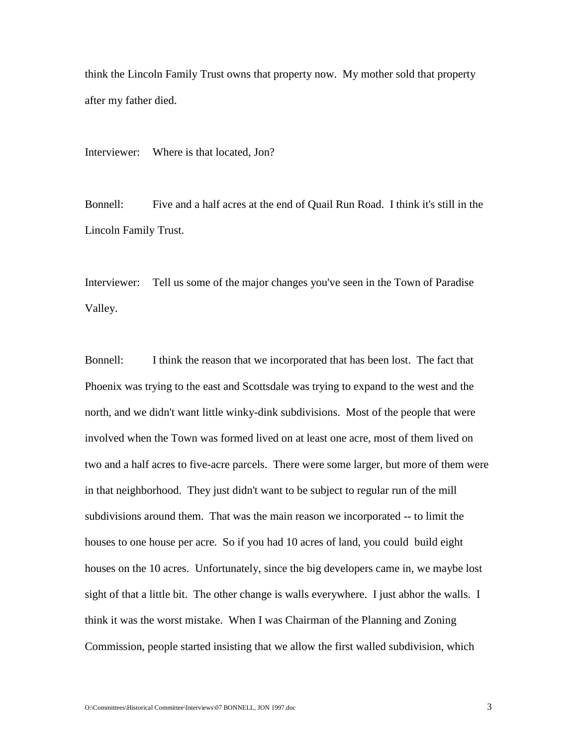think the Lincoln Family Trust owns that property now. My mother sold that property after my father died.

Interviewer: Where is that located, Jon?

Bonnell: Five and a half acres at the end of Quail Run Road. I think it's still in the Lincoln Family Trust.

Interviewer: Tell us some of the major changes you've seen in the Town of Paradise Valley.

Bonnell: I think the reason that we incorporated that has been lost. The fact that Phoenix was trying to the east and Scottsdale was trying to expand to the west and the north, and we didn't want little winky-dink subdivisions. Most of the people that were involved when the Town was formed lived on at least one acre, most of them lived on two and a half acres to five-acre parcels. There were some larger, but more of them were in that neighborhood. They just didn't want to be subject to regular run of the mill subdivisions around them. That was the main reason we incorporated -- to limit the houses to one house per acre. So if you had 10 acres of land, you could build eight houses on the 10 acres. Unfortunately, since the big developers came in, we maybe lost sight of that a little bit. The other change is walls everywhere. I just abhor the walls. I think it was the worst mistake. When I was Chairman of the Planning and Zoning Commission, people started insisting that we allow the first walled subdivision, which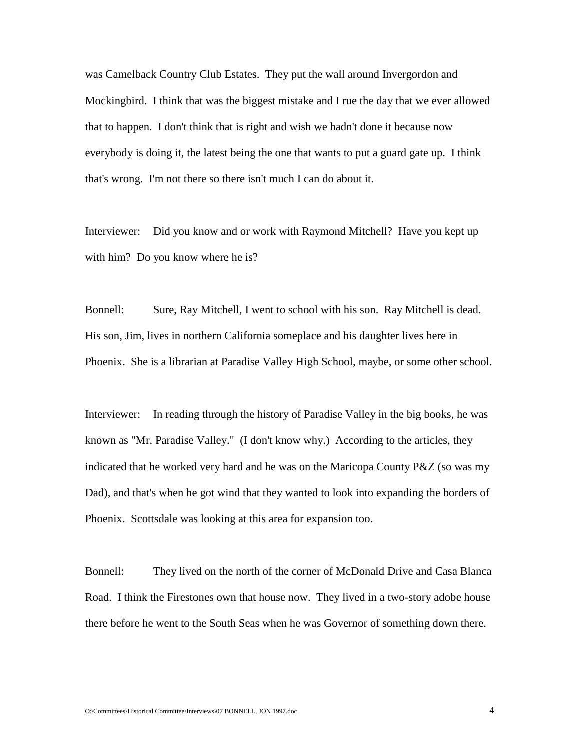was Camelback Country Club Estates. They put the wall around Invergordon and Mockingbird. I think that was the biggest mistake and I rue the day that we ever allowed that to happen. I don't think that is right and wish we hadn't done it because now everybody is doing it, the latest being the one that wants to put a guard gate up. I think that's wrong. I'm not there so there isn't much I can do about it.

Interviewer: Did you know and or work with Raymond Mitchell? Have you kept up with him? Do you know where he is?

Bonnell: Sure, Ray Mitchell, I went to school with his son. Ray Mitchell is dead. His son, Jim, lives in northern California someplace and his daughter lives here in Phoenix. She is a librarian at Paradise Valley High School, maybe, or some other school.

Interviewer: In reading through the history of Paradise Valley in the big books, he was known as "Mr. Paradise Valley." (I don't know why.) According to the articles, they indicated that he worked very hard and he was on the Maricopa County P&Z (so was my Dad), and that's when he got wind that they wanted to look into expanding the borders of Phoenix. Scottsdale was looking at this area for expansion too.

Bonnell: They lived on the north of the corner of McDonald Drive and Casa Blanca Road. I think the Firestones own that house now. They lived in a two-story adobe house there before he went to the South Seas when he was Governor of something down there.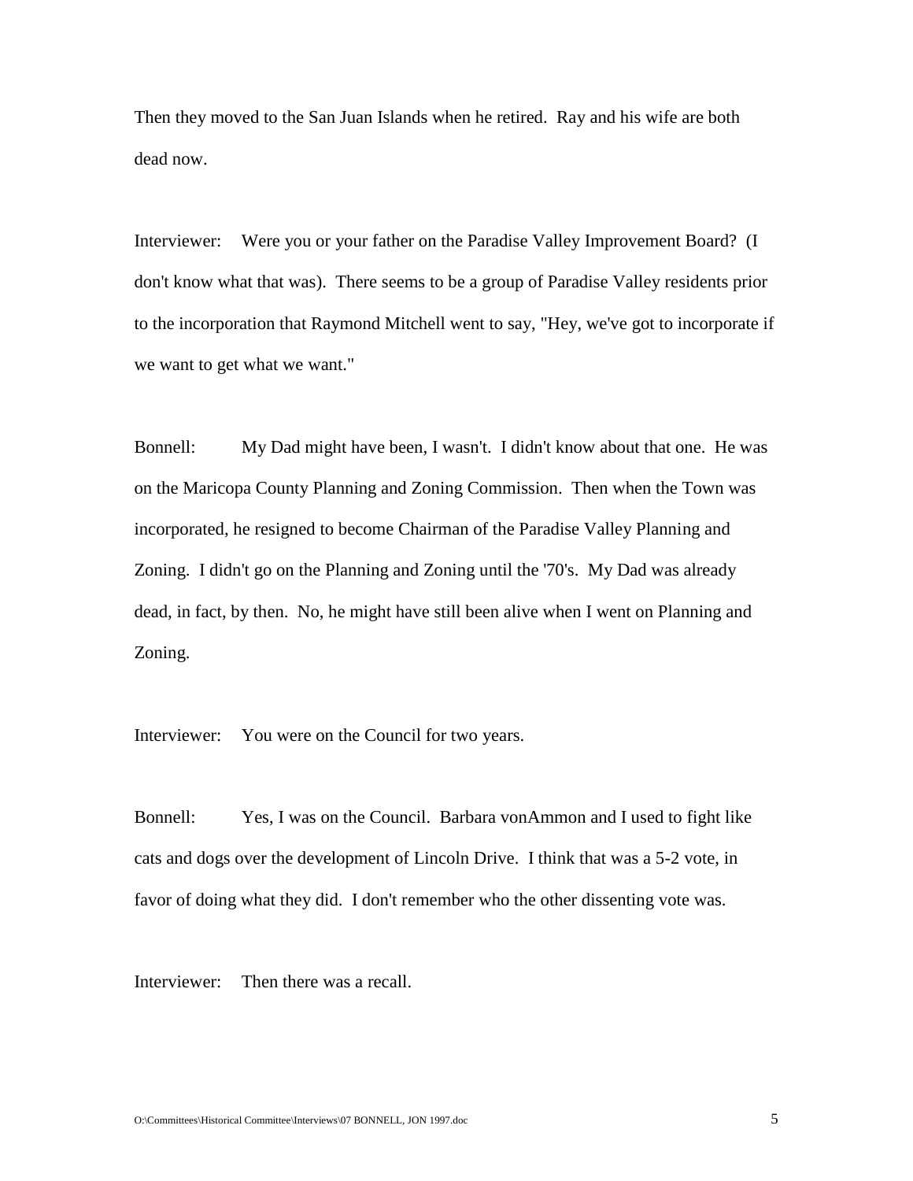Then they moved to the San Juan Islands when he retired. Ray and his wife are both dead now.

Interviewer: Were you or your father on the Paradise Valley Improvement Board? (I don't know what that was). There seems to be a group of Paradise Valley residents prior to the incorporation that Raymond Mitchell went to say, "Hey, we've got to incorporate if we want to get what we want."

Bonnell: My Dad might have been, I wasn't. I didn't know about that one. He was on the Maricopa County Planning and Zoning Commission. Then when the Town was incorporated, he resigned to become Chairman of the Paradise Valley Planning and Zoning. I didn't go on the Planning and Zoning until the '70's. My Dad was already dead, in fact, by then. No, he might have still been alive when I went on Planning and Zoning.

Interviewer: You were on the Council for two years.

Bonnell: Yes, I was on the Council. Barbara vonAmmon and I used to fight like cats and dogs over the development of Lincoln Drive. I think that was a 5-2 vote, in favor of doing what they did. I don't remember who the other dissenting vote was.

Interviewer: Then there was a recall.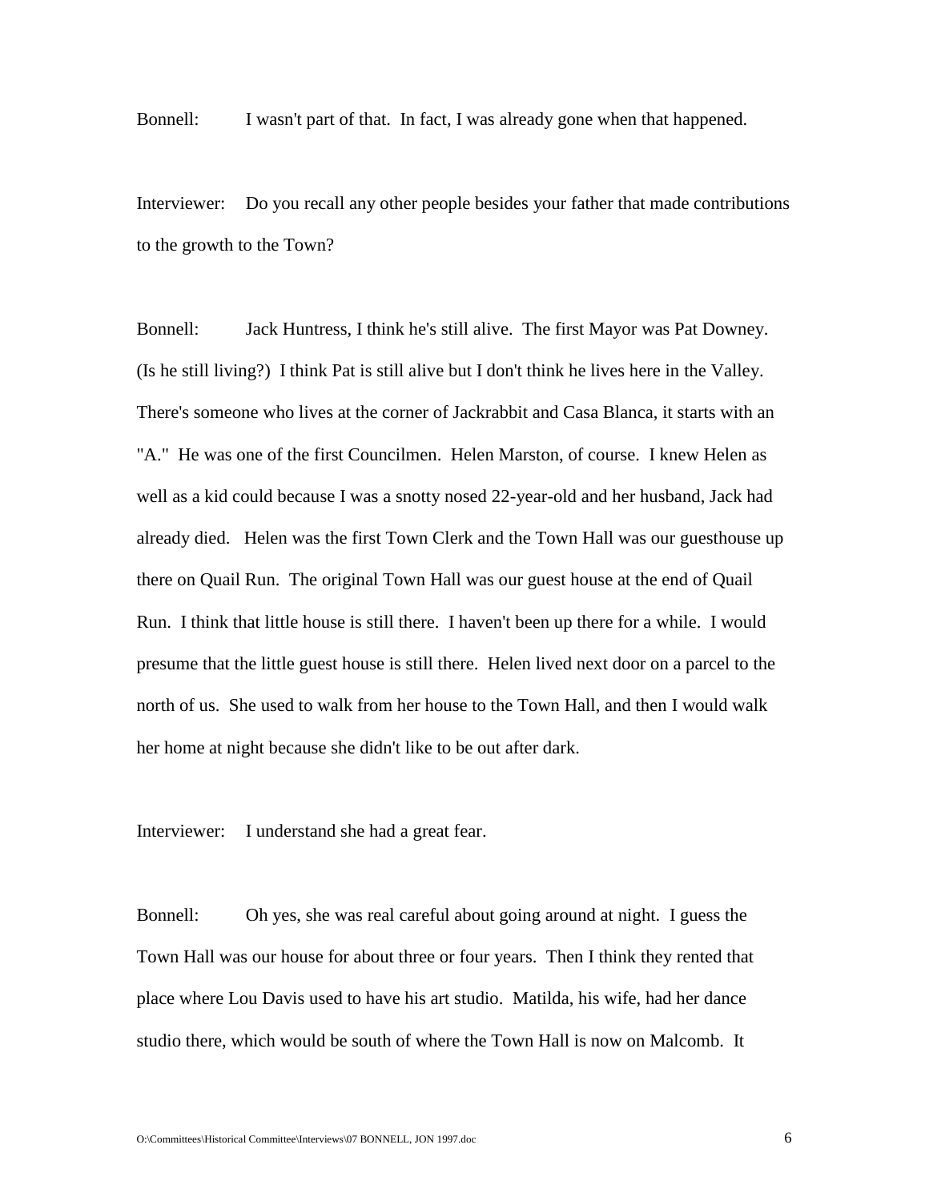Bonnell: I wasn't part of that. In fact, I was already gone when that happened.

Interviewer: Do you recall any other people besides your father that made contributions to the growth to the Town?

Bonnell: Jack Huntress, I think he's still alive. The first Mayor was Pat Downey. (Is he still living?) I think Pat is still alive but I don't think he lives here in the Valley. There's someone who lives at the corner of Jackrabbit and Casa Blanca, it starts with an "A." He was one of the first Councilmen. Helen Marston, of course. I knew Helen as well as a kid could because I was a snotty nosed 22-year-old and her husband, Jack had already died. Helen was the first Town Clerk and the Town Hall was our guesthouse up there on Quail Run. The original Town Hall was our guest house at the end of Quail Run. I think that little house is still there. I haven't been up there for a while. I would presume that the little guest house is still there. Helen lived next door on a parcel to the north of us. She used to walk from her house to the Town Hall, and then I would walk her home at night because she didn't like to be out after dark.

Interviewer: I understand she had a great fear.

Bonnell: Oh yes, she was real careful about going around at night. I guess the Town Hall was our house for about three or four years. Then I think they rented that place where Lou Davis used to have his art studio. Matilda, his wife, had her dance studio there, which would be south of where the Town Hall is now on Malcomb. It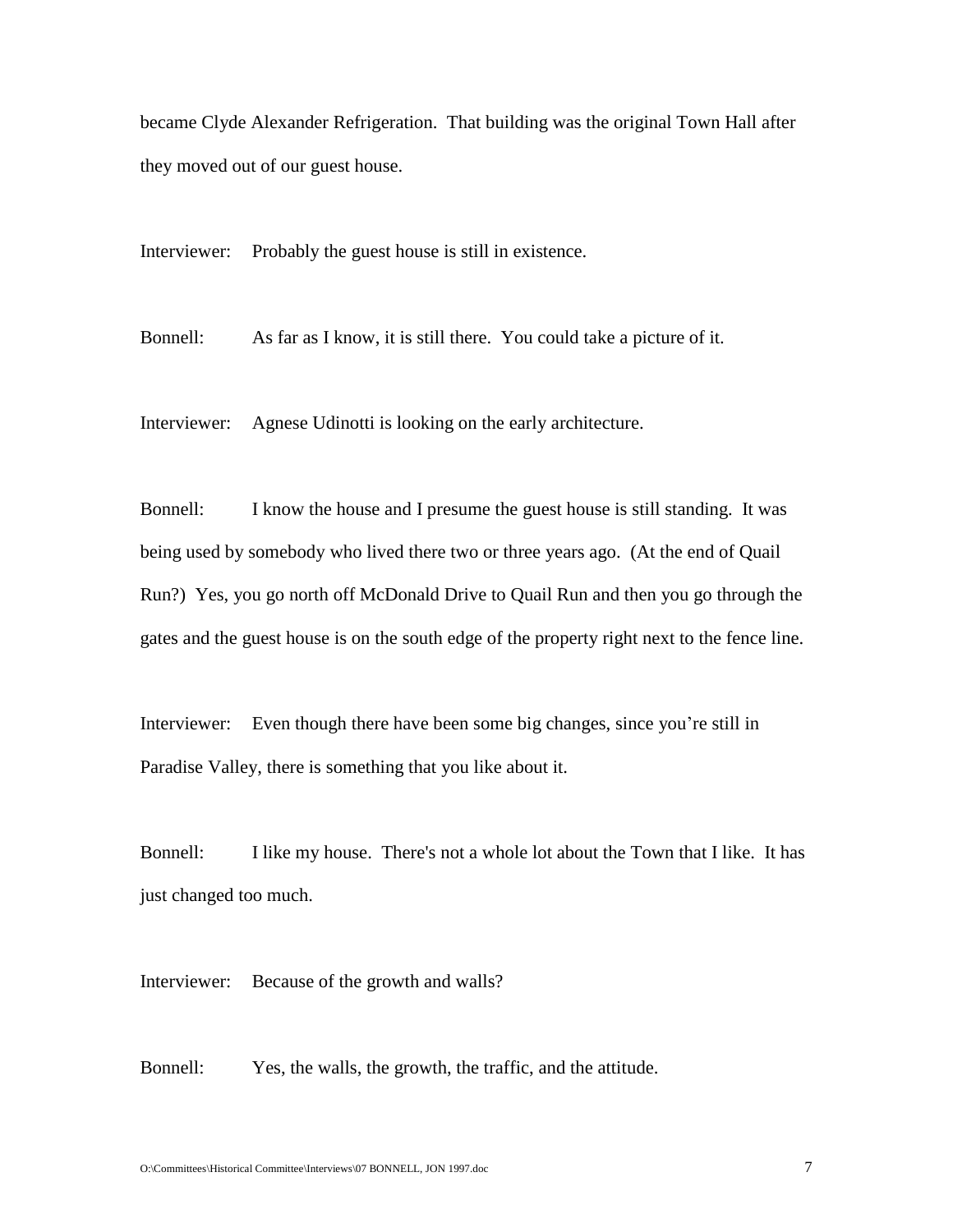became Clyde Alexander Refrigeration. That building was the original Town Hall after they moved out of our guest house.

Interviewer: Probably the guest house is still in existence.

Bonnell: As far as I know, it is still there. You could take a picture of it.

Interviewer: Agnese Udinotti is looking on the early architecture.

Bonnell: I know the house and I presume the guest house is still standing. It was being used by somebody who lived there two or three years ago. (At the end of Quail Run?) Yes, you go north off McDonald Drive to Quail Run and then you go through the gates and the guest house is on the south edge of the property right next to the fence line.

Interviewer: Even though there have been some big changes, since you're still in Paradise Valley, there is something that you like about it.

Bonnell: I like my house. There's not a whole lot about the Town that I like. It has just changed too much.

Interviewer: Because of the growth and walls?

Bonnell: Yes, the walls, the growth, the traffic, and the attitude.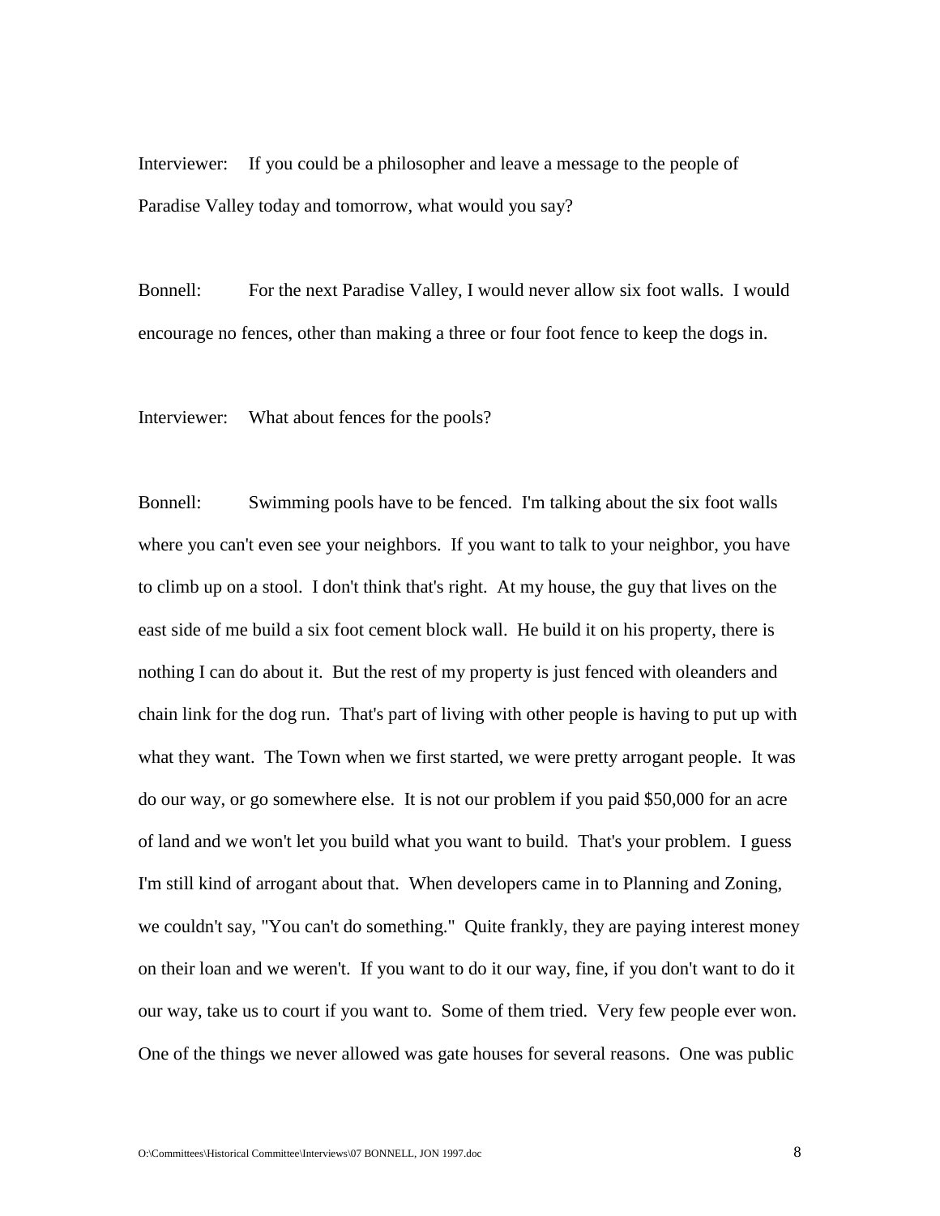Interviewer: If you could be a philosopher and leave a message to the people of Paradise Valley today and tomorrow, what would you say?

Bonnell: For the next Paradise Valley, I would never allow six foot walls. I would encourage no fences, other than making a three or four foot fence to keep the dogs in.

Interviewer: What about fences for the pools?

Bonnell: Swimming pools have to be fenced. I'm talking about the six foot walls where you can't even see your neighbors. If you want to talk to your neighbor, you have to climb up on a stool. I don't think that's right. At my house, the guy that lives on the east side of me build a six foot cement block wall. He build it on his property, there is nothing I can do about it. But the rest of my property is just fenced with oleanders and chain link for the dog run. That's part of living with other people is having to put up with what they want. The Town when we first started, we were pretty arrogant people. It was do our way, or go somewhere else. It is not our problem if you paid $50,000 for an acre of land and we won't let you build what you want to build. That's your problem. I guess I'm still kind of arrogant about that. When developers came in to Planning and Zoning, we couldn't say, "You can't do something." Quite frankly, they are paying interest money on their loan and we weren't. If you want to do it our way, fine, if you don't want to do it our way, take us to court if you want to. Some of them tried. Very few people ever won. One of the things we never allowed was gate houses for several reasons. One was public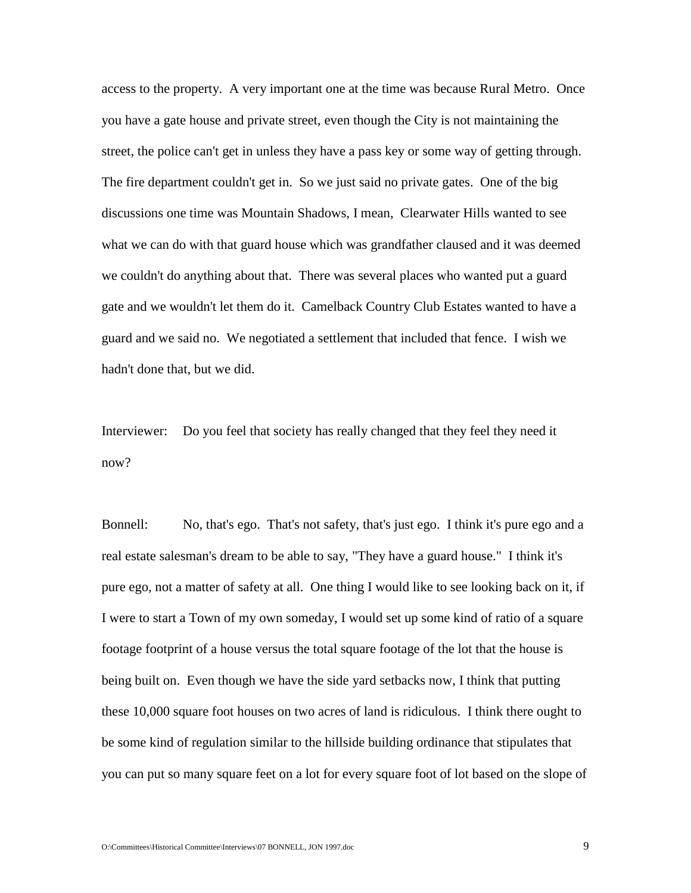access to the property. A very important one at the time was because Rural Metro. Once you have a gate house and private street, even though the City is not maintaining the street, the police can't get in unless they have a pass key or some way of getting through. The fire department couldn't get in. So we just said no private gates. One of the big discussions one time was Mountain Shadows, I mean, Clearwater Hills wanted to see what we can do with that guard house which was grandfather claused and it was deemed we couldn't do anything about that. There was several places who wanted put a guard gate and we wouldn't let them do it. Camelback Country Club Estates wanted to have a guard and we said no. We negotiated a settlement that included that fence. I wish we hadn't done that, but we did.

Interviewer: Do you feel that society has really changed that they feel they need it now?

Bonnell: No, that's ego. That's not safety, that's just ego. I think it's pure ego and a real estate salesman's dream to be able to say, "They have a guard house." I think it's pure ego, not a matter of safety at all. One thing I would like to see looking back on it, if I were to start a Town of my own someday, I would set up some kind of ratio of a square footage footprint of a house versus the total square footage of the lot that the house is being built on. Even though we have the side yard setbacks now, I think that putting these 10,000 square foot houses on two acres of land is ridiculous. I think there ought to be some kind of regulation similar to the hillside building ordinance that stipulates that you can put so many square feet on a lot for every square foot of lot based on the slope of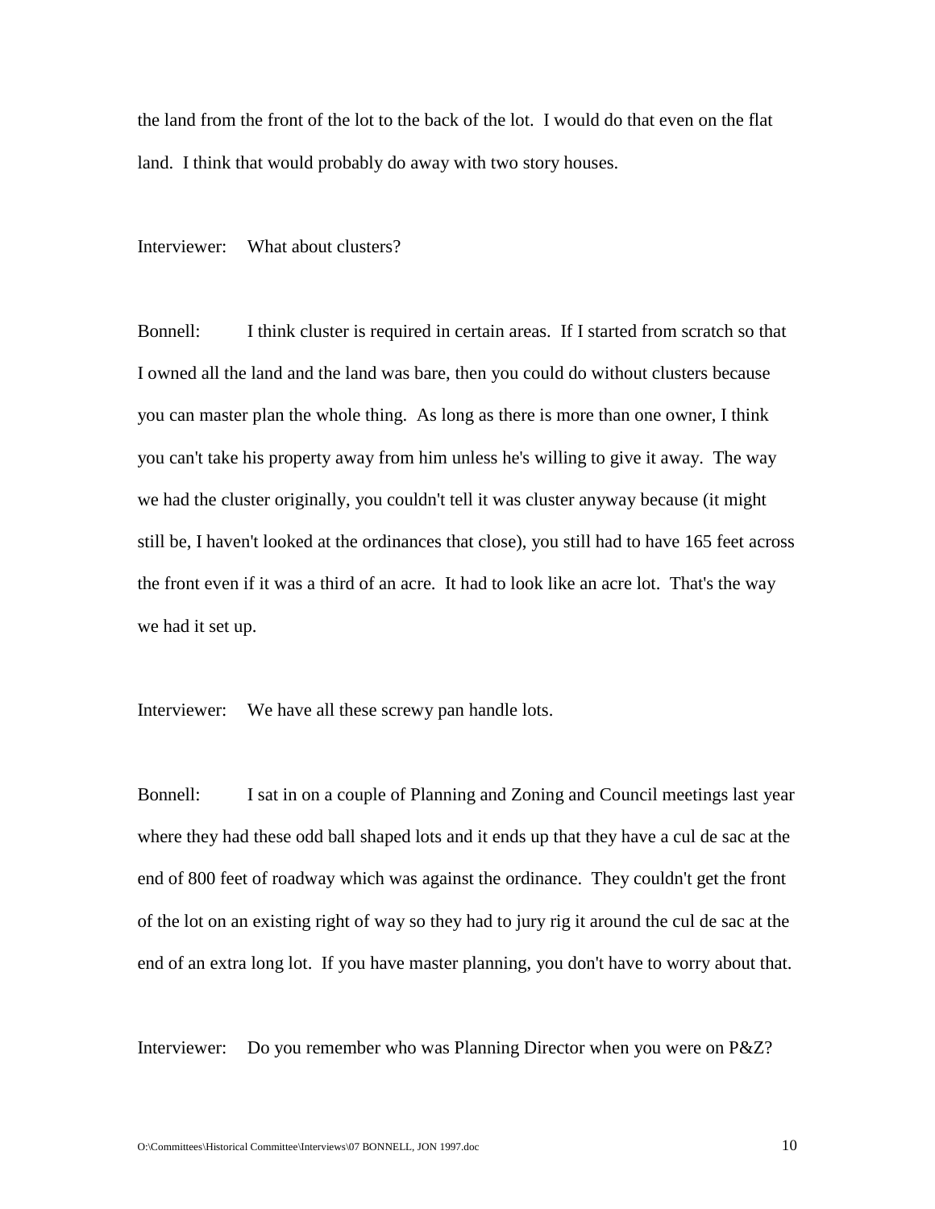the land from the front of the lot to the back of the lot. I would do that even on the flat land. I think that would probably do away with two story houses.

Interviewer: What about clusters?

Bonnell: I think cluster is required in certain areas. If I started from scratch so that I owned all the land and the land was bare, then you could do without clusters because you can master plan the whole thing. As long as there is more than one owner, I think you can't take his property away from him unless he's willing to give it away. The way we had the cluster originally, you couldn't tell it was cluster anyway because (it might still be, I haven't looked at the ordinances that close), you still had to have 165 feet across the front even if it was a third of an acre. It had to look like an acre lot. That's the way we had it set up.

Interviewer: We have all these screwy pan handle lots.

Bonnell: I sat in on a couple of Planning and Zoning and Council meetings last year where they had these odd ball shaped lots and it ends up that they have a cul de sac at the end of 800 feet of roadway which was against the ordinance. They couldn't get the front of the lot on an existing right of way so they had to jury rig it around the cul de sac at the end of an extra long lot. If you have master planning, you don't have to worry about that.

Interviewer: Do you remember who was Planning Director when you were on P&Z?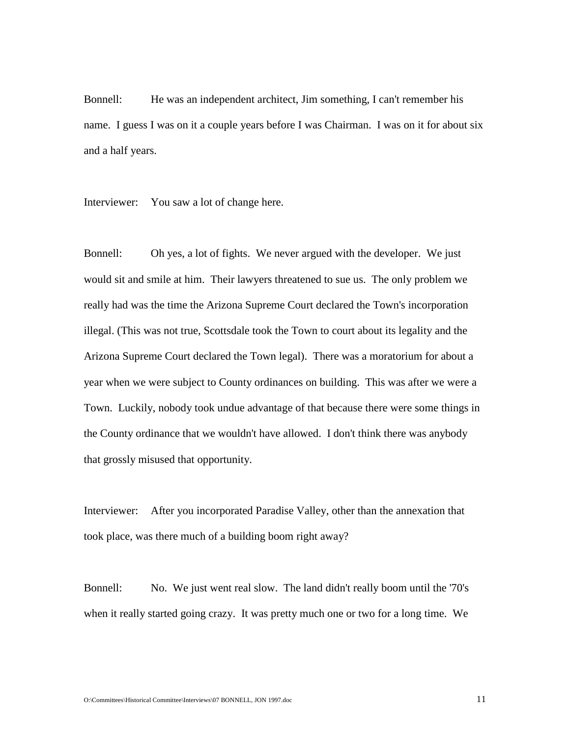Bonnell: He was an independent architect, Jim something, I can't remember his name. I guess I was on it a couple years before I was Chairman. I was on it for about six and a half years.

Interviewer: You saw a lot of change here.

Bonnell: Oh yes, a lot of fights. We never argued with the developer. We just would sit and smile at him. Their lawyers threatened to sue us. The only problem we really had was the time the Arizona Supreme Court declared the Town's incorporation illegal. (This was not true, Scottsdale took the Town to court about its legality and the Arizona Supreme Court declared the Town legal). There was a moratorium for about a year when we were subject to County ordinances on building. This was after we were a Town. Luckily, nobody took undue advantage of that because there were some things in the County ordinance that we wouldn't have allowed. I don't think there was anybody that grossly misused that opportunity.

Interviewer: After you incorporated Paradise Valley, other than the annexation that took place, was there much of a building boom right away?

Bonnell: No. We just went real slow. The land didn't really boom until the '70's when it really started going crazy. It was pretty much one or two for a long time. We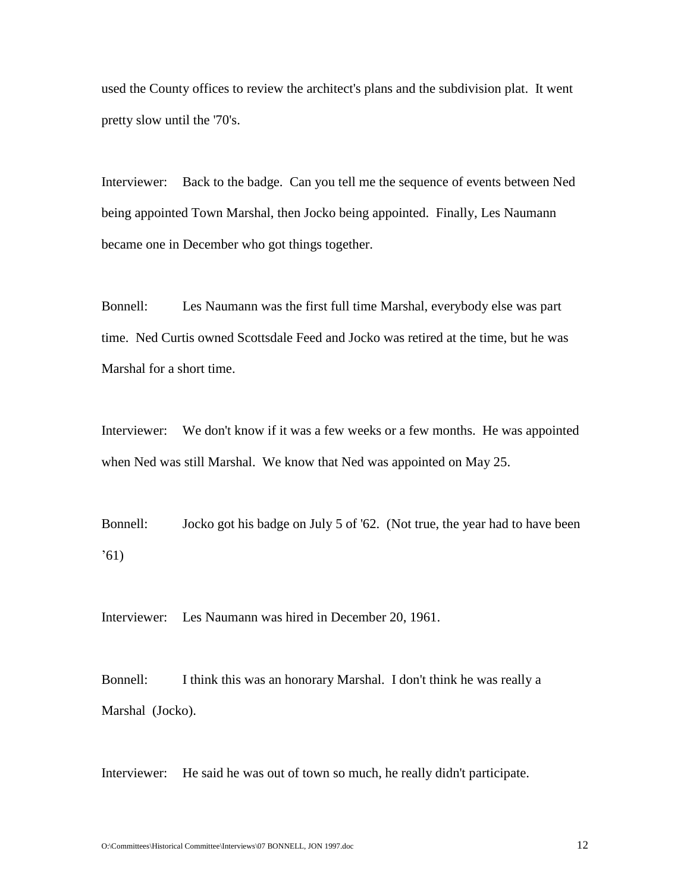used the County offices to review the architect's plans and the subdivision plat. It went pretty slow until the '70's.

Interviewer: Back to the badge. Can you tell me the sequence of events between Ned being appointed Town Marshal, then Jocko being appointed. Finally, Les Naumann became one in December who got things together.

Bonnell: Les Naumann was the first full time Marshal, everybody else was part time. Ned Curtis owned Scottsdale Feed and Jocko was retired at the time, but he was Marshal for a short time.

Interviewer: We don't know if it was a few weeks or a few months. He was appointed when Ned was still Marshal. We know that Ned was appointed on May 25.

Bonnell: Jocko got his badge on July 5 of '62. (Not true, the year had to have been '61)

Interviewer: Les Naumann was hired in December 20, 1961.

Bonnell: I think this was an honorary Marshal. I don't think he was really a Marshal (Jocko).

Interviewer: He said he was out of town so much, he really didn't participate.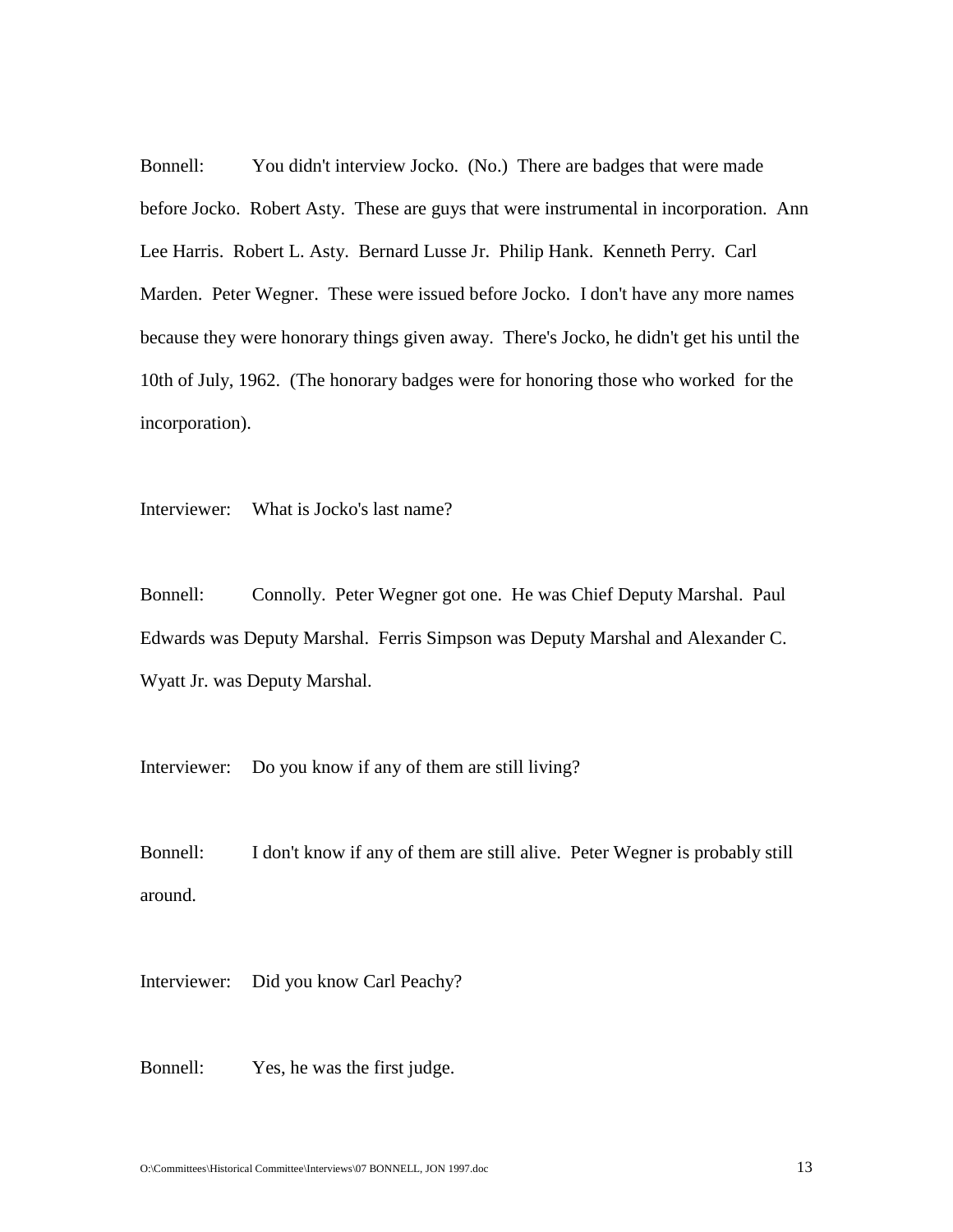Bonnell: You didn't interview Jocko. (No.) There are badges that were made before Jocko. Robert Asty. These are guys that were instrumental in incorporation. Ann Lee Harris. Robert L. Asty. Bernard Lusse Jr. Philip Hank. Kenneth Perry. Carl Marden. Peter Wegner. These were issued before Jocko. I don't have any more names because they were honorary things given away. There's Jocko, he didn't get his until the 10th of July, 1962. (The honorary badges were for honoring those who worked for the incorporation).

Interviewer: What is Jocko's last name?

Bonnell: Connolly. Peter Wegner got one. He was Chief Deputy Marshal. Paul Edwards was Deputy Marshal. Ferris Simpson was Deputy Marshal and Alexander C. Wyatt Jr. was Deputy Marshal.

Interviewer: Do you know if any of them are still living?

Bonnell: I don't know if any of them are still alive. Peter Wegner is probably still around.

Interviewer: Did you know Carl Peachy?

Bonnell: Yes, he was the first judge.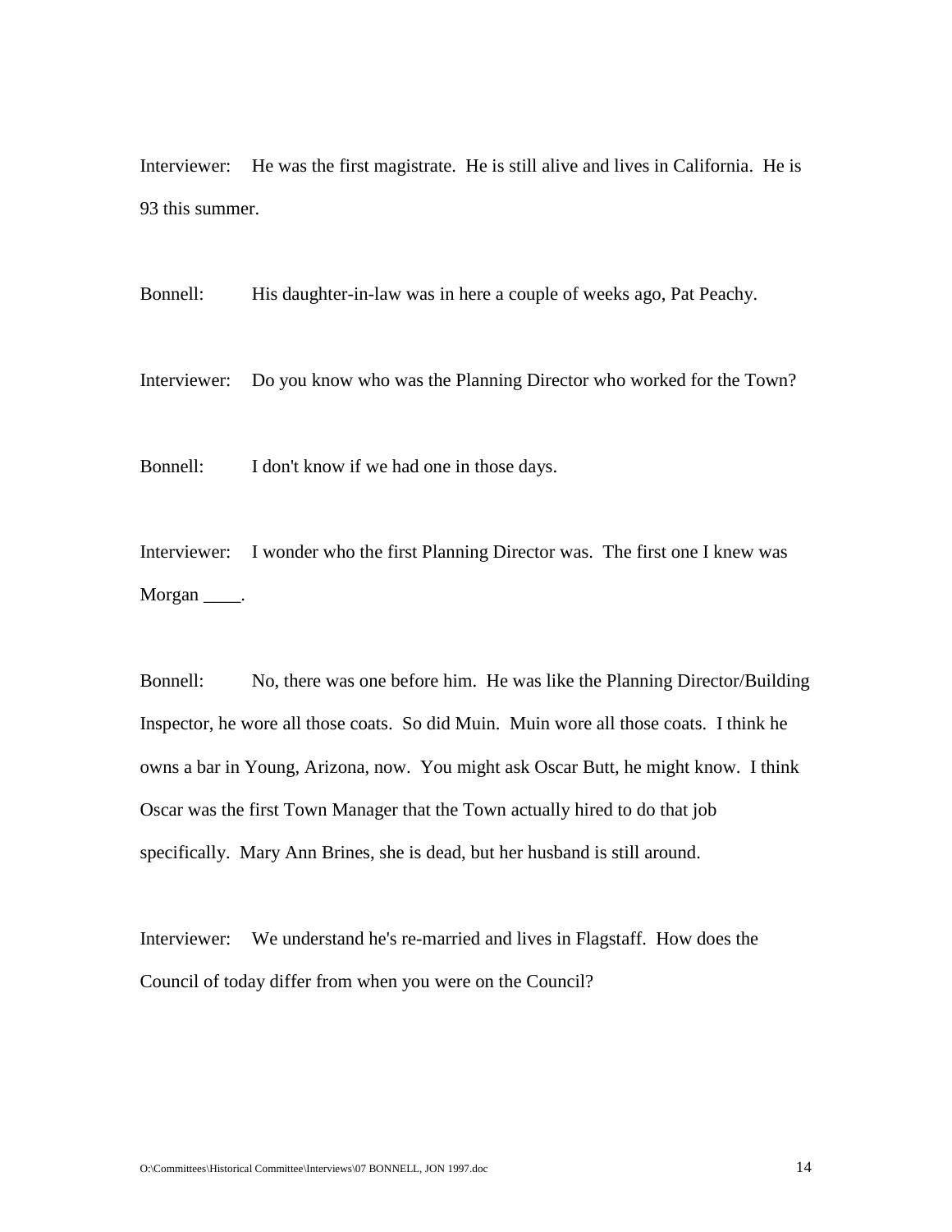Interviewer: He was the first magistrate. He is still alive and lives in California. He is 93 this summer.

Bonnell: His daughter-in-law was in here a couple of weeks ago, Pat Peachy.

Interviewer: Do you know who was the Planning Director who worked for the Town?

Bonnell: I don't know if we had one in those days.

Interviewer: I wonder who the first Planning Director was. The first one I knew was Morgan ____.

Bonnell: No, there was one before him. He was like the Planning Director/Building Inspector, he wore all those coats. So did Muin. Muin wore all those coats. I think he owns a bar in Young, Arizona, now. You might ask Oscar Butt, he might know. I think Oscar was the first Town Manager that the Town actually hired to do that job specifically. Mary Ann Brines, she is dead, but her husband is still around.

Interviewer: We understand he's re-married and lives in Flagstaff. How does the Council of today differ from when you were on the Council?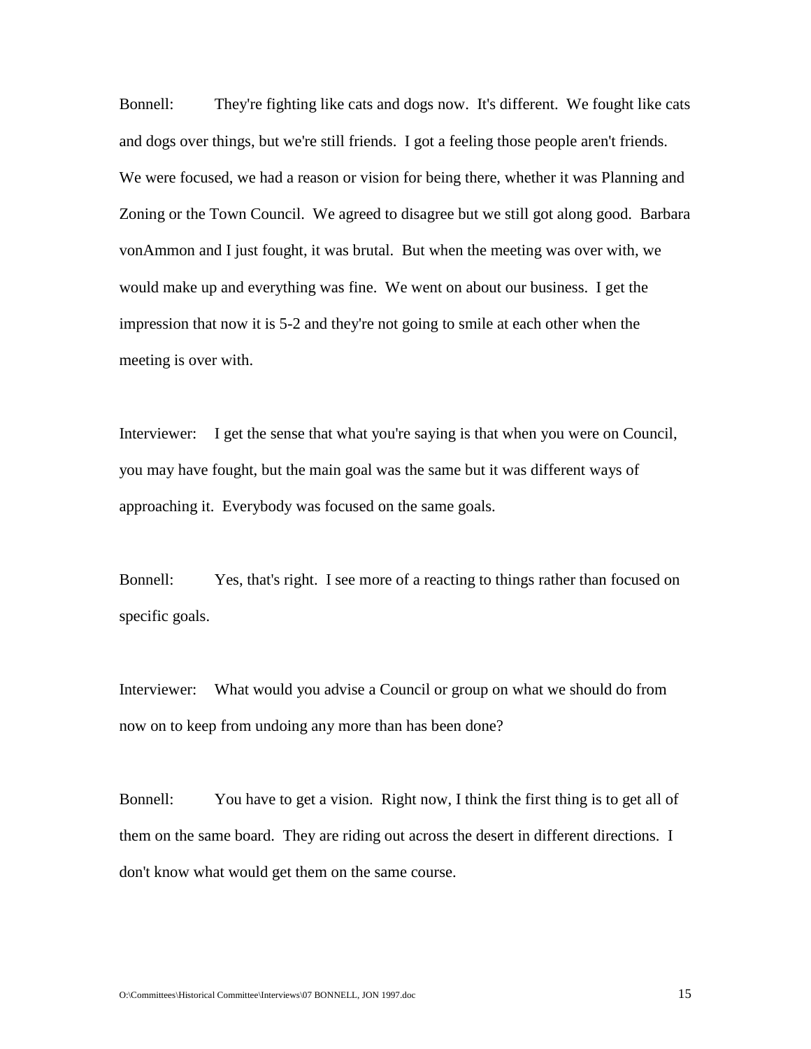Bonnell: They're fighting like cats and dogs now. It's different. We fought like cats and dogs over things, but we're still friends. I got a feeling those people aren't friends. We were focused, we had a reason or vision for being there, whether it was Planning and Zoning or the Town Council. We agreed to disagree but we still got along good. Barbara vonAmmon and I just fought, it was brutal. But when the meeting was over with, we would make up and everything was fine. We went on about our business. I get the impression that now it is 5-2 and they're not going to smile at each other when the meeting is over with.

Interviewer: I get the sense that what you're saying is that when you were on Council, you may have fought, but the main goal was the same but it was different ways of approaching it. Everybody was focused on the same goals.

Bonnell: Yes, that's right. I see more of a reacting to things rather than focused on specific goals.

Interviewer: What would you advise a Council or group on what we should do from now on to keep from undoing any more than has been done?

Bonnell: You have to get a vision. Right now, I think the first thing is to get all of them on the same board. They are riding out across the desert in different directions. I don't know what would get them on the same course.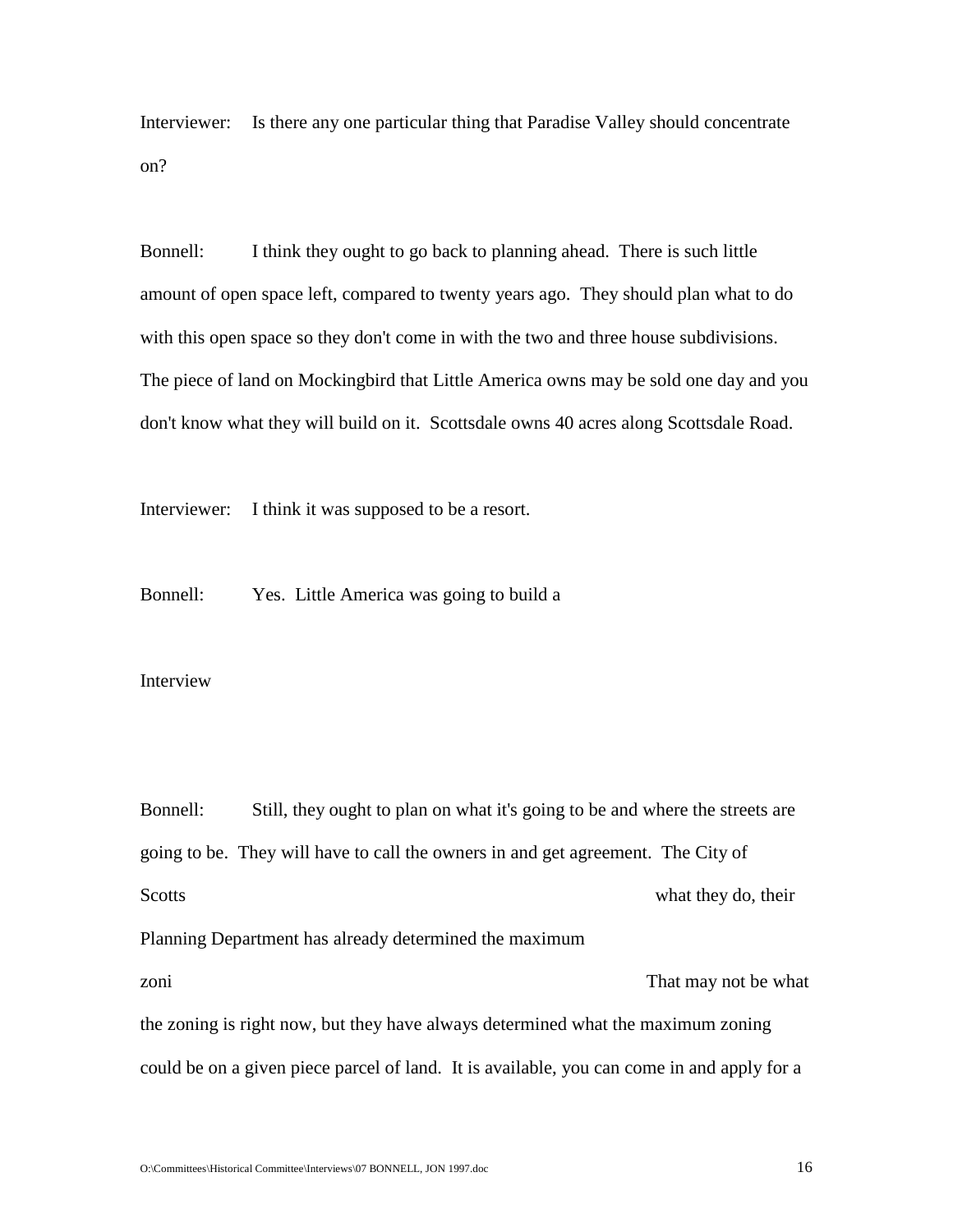Interviewer: Is there any one particular thing that Paradise Valley should concentrate on?

Bonnell: I think they ought to go back to planning ahead. There is such little amount of open space left, compared to twenty years ago. They should plan what to do with this open space so they don't come in with the two and three house subdivisions. The piece of land on Mockingbird that Little America owns may be sold one day and you don't know what they will build on it. Scottsdale owns 40 acres along Scottsdale Road.

Interviewer: I think it was supposed to be a resort.

Bonnell: Yes. Little America was going to build a

Interview

Bonnell: Still, they ought to plan on what it's going to be and where the streets are going to be. They will have to call the owners in and get agreement. The City of Scotts what they do, their Planning Department has already determined the maximum zoni That may not be what the zoning is right now, but they have always determined what the maximum zoning could be on a given piece parcel of land. It is available, you can come in and apply for a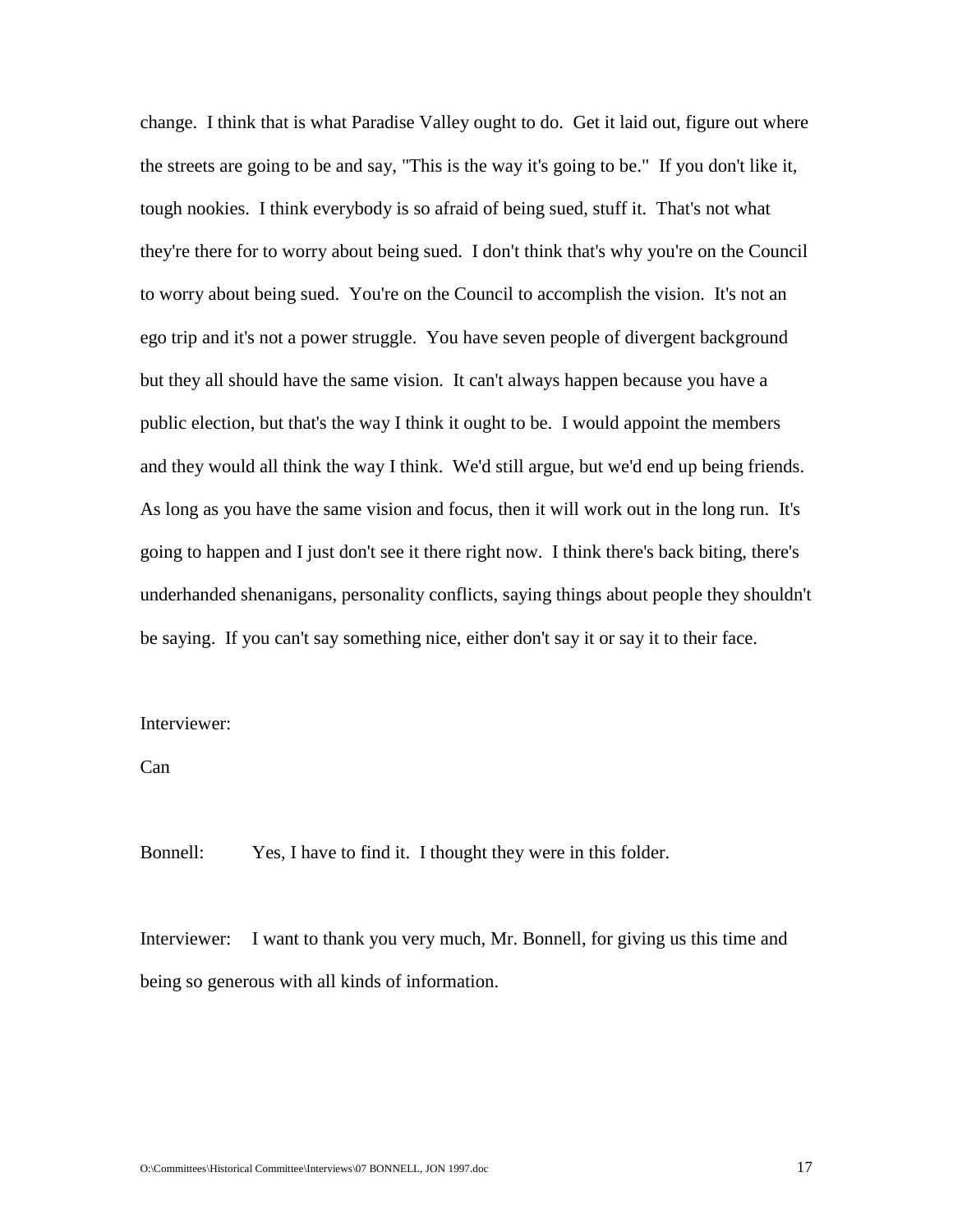change. I think that is what Paradise Valley ought to do. Get it laid out, figure out where the streets are going to be and say, "This is the way it's going to be." If you don't like it, tough nookies. I think everybody is so afraid of being sued, stuff it. That's not what they're there for to worry about being sued. I don't think that's why you're on the Council to worry about being sued. You're on the Council to accomplish the vision. It's not an ego trip and it's not a power struggle. You have seven people of divergent background but they all should have the same vision. It can't always happen because you have a public election, but that's the way I think it ought to be. I would appoint the members and they would all think the way I think. We'd still argue, but we'd end up being friends. As long as you have the same vision and focus, then it will work out in the long run. It's going to happen and I just don't see it there right now. I think there's back biting, there's underhanded shenanigans, personality conflicts, saying things about people they shouldn't be saying. If you can't say something nice, either don't say it or say it to their face.

Interviewer:

Can

Bonnell: Yes, I have to find it. I thought they were in this folder.

Interviewer: I want to thank you very much, Mr. Bonnell, for giving us this time and being so generous with all kinds of information.